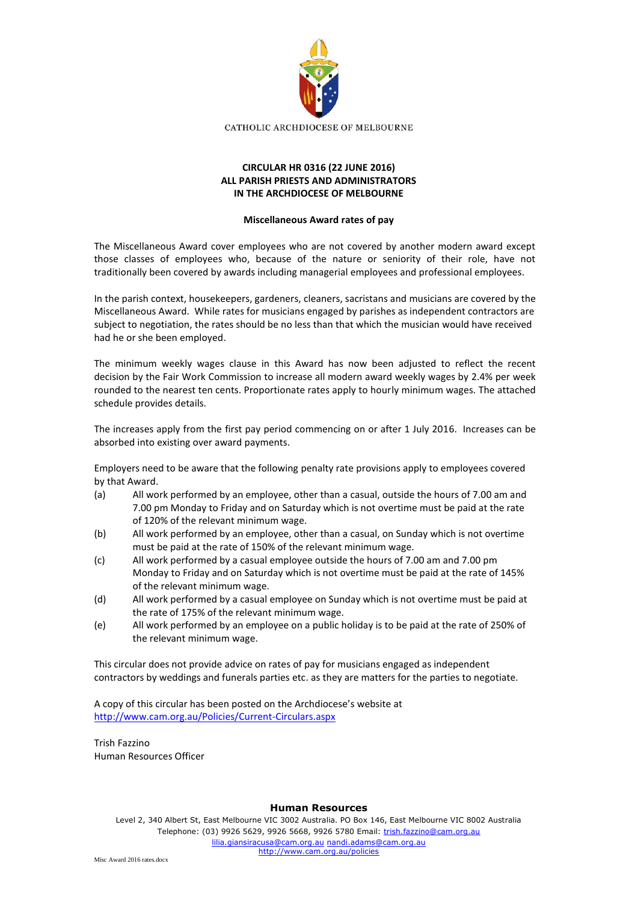CATHOLIC ARCHDIOCESE OF MELBOURNE

**CIRCULAR HR 0316 (22 JUNE 2016)**
**ALL PARISH PRIESTS AND ADMINISTRATORS**
**IN THE ARCHDIOCESE OF MELBOURNE**

**Miscellaneous Award rates of pay**

The Miscellaneous Award cover employees who are not covered by another modern award except those classes of employees who, because of the nature or seniority of their role, have not traditionally been covered by awards including managerial employees and professional employees.

In the parish context, housekeepers, gardeners, cleaners, sacristans and musicians are covered by the Miscellaneous Award. While rates for musicians engaged by parishes as independent contractors are subject to negotiation, the rates should be no less than that which the musician would have received had he or she been employed.

The minimum weekly wages clause in this Award has now been adjusted to reflect the recent decision by the Fair Work Commission to increase all modern award weekly wages by 2.4% per week rounded to the nearest ten cents. Proportionate rates apply to hourly minimum wages. The attached schedule provides details.

The increases apply from the first pay period commencing on or after 1 July 2016. Increases can be absorbed into existing over award payments.

Employers need to be aware that the following penalty rate provisions apply to employees covered by that Award.

(a) All work performed by an employee, other than a casual, outside the hours of 7.00 am and 7.00 pm Monday to Friday and on Saturday which is not overtime must be paid at the rate of 120% of the relevant minimum wage.

(b) All work performed by an employee, other than a casual, on Sunday which is not overtime must be paid at the rate of 150% of the relevant minimum wage.

(c) All work performed by a casual employee outside the hours of 7.00 am and 7.00 pm Monday to Friday and on Saturday which is not overtime must be paid at the rate of 145% of the relevant minimum wage.

(d) All work performed by a casual employee on Sunday which is not overtime must be paid at the rate of 175% of the relevant minimum wage.

(e) All work performed by an employee on a public holiday is to be paid at the rate of 250% of the relevant minimum wage.

This circular does not provide advice on rates of pay for musicians engaged as independent contractors by weddings and funerals parties etc. as they are matters for the parties to negotiate.

A copy of this circular has been posted on the Archdiocese's website at http://www.cam.org.au/Policies/Current-Circulars.aspx

Trish Fazzino
Human Resources Officer

**Human Resources**
Level 2, 340 Albert St, East Melbourne VIC 3002 Australia. PO Box 146, East Melbourne VIC 8002 Australia
Telephone: (03) 9926 5629, 9926 5668, 9926 5780 Email: trish.fazzino@cam.org.au
lilia.giansiracusa@cam.org.au nandi.adams@cam.org.au
http://www.cam.org.au/policies

Misc Award 2016 rates.docx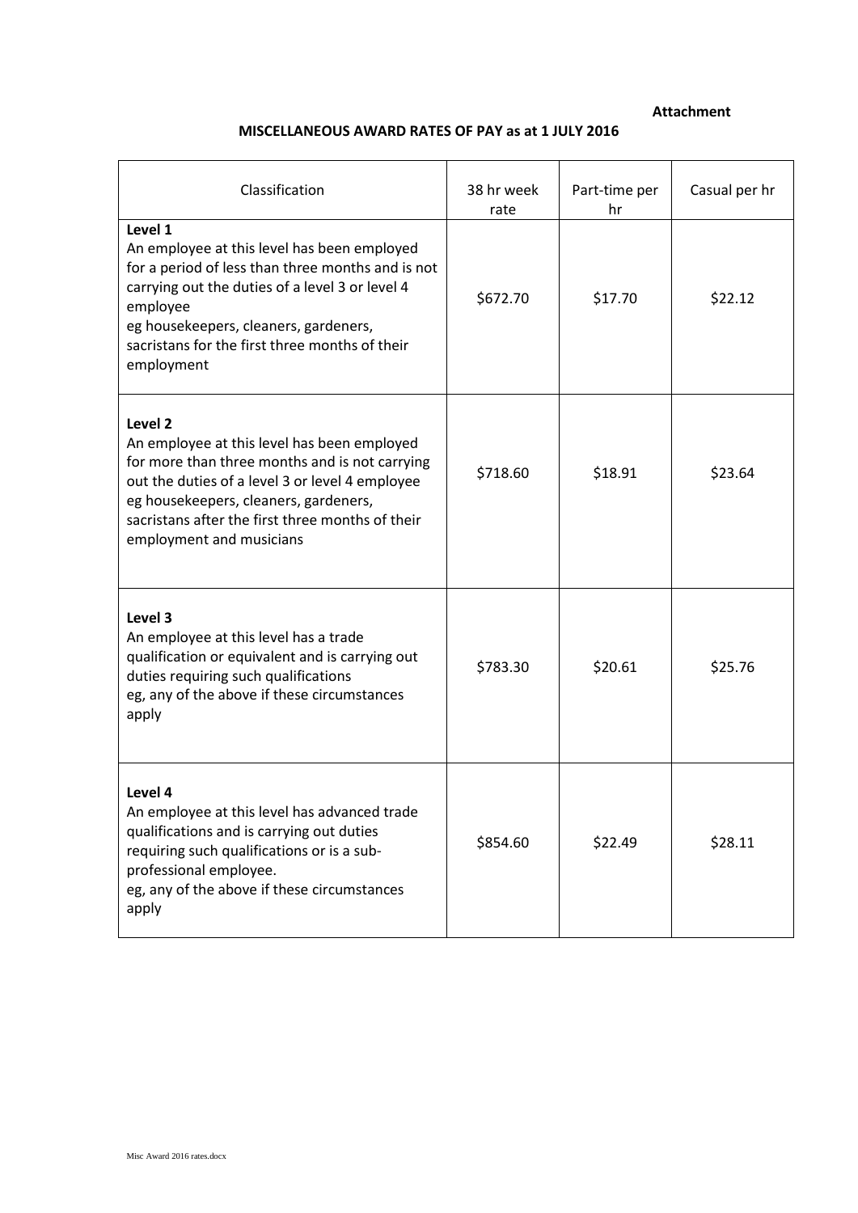**Attachment**

**MISCELLANEOUS AWARD RATES OF PAY as at 1 JULY 2016**

| Classification | 38 hr week rate | Part-time per hr | Casual per hr |
|---|---|---|---|
| **Level 1**<br>An employee at this level has been employed for a period of less than three months and is not carrying out the duties of a level 3 or level 4 employee<br>eg housekeepers, cleaners, gardeners, sacristans for the first three months of their employment | $672.70 | $17.70 | $22.12 |
| **Level 2**<br>An employee at this level has been employed for more than three months and is not carrying out the duties of a level 3 or level 4 employee<br>eg housekeepers, cleaners, gardeners, sacristans after the first three months of their employment and musicians | $718.60 | $18.91 | $23.64 |
| **Level 3**<br>An employee at this level has a trade qualification or equivalent and is carrying out duties requiring such qualifications<br>eg, any of the above if these circumstances apply | $783.30 | $20.61 | $25.76 |
| **Level 4**<br>An employee at this level has advanced trade qualifications and is carrying out duties requiring such qualifications or is a sub-professional employee.<br>eg, any of the above if these circumstances apply | $854.60 | $22.49 | $28.11 |

Misc Award 2016 rates.docx